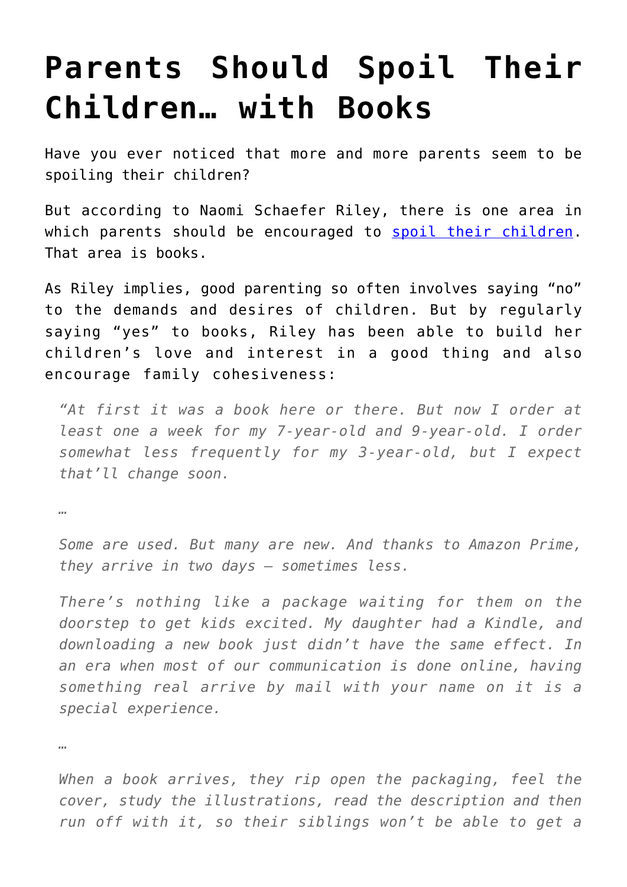# Parents Should Spoil Their Children… with Books

Have you ever noticed that more and more parents seem to be spoiling their children?

But according to Naomi Schaefer Riley, there is one area in which parents should be encouraged to [spoil their children](). That area is books.

As Riley implies, good parenting so often involves saying "no" to the demands and desires of children. But by regularly saying "yes" to books, Riley has been able to build her children's love and interest in a good thing and also encourage family cohesiveness:

> *"At first it was a book here or there. But now I order at least one a week for my 7-year-old and 9-year-old. I order somewhat less frequently for my 3-year-old, but I expect that'll change soon.*
>
> *…*
>
> *Some are used. But many are new. And thanks to Amazon Prime, they arrive in two days — sometimes less.*
>
> *There's nothing like a package waiting for them on the doorstep to get kids excited. My daughter had a Kindle, and downloading a new book just didn't have the same effect. In an era when most of our communication is done online, having something real arrive by mail with your name on it is a special experience.*
>
> *…*
>
> *When a book arrives, they rip open the packaging, feel the cover, study the illustrations, read the description and then run off with it, so their siblings won't be able to get a*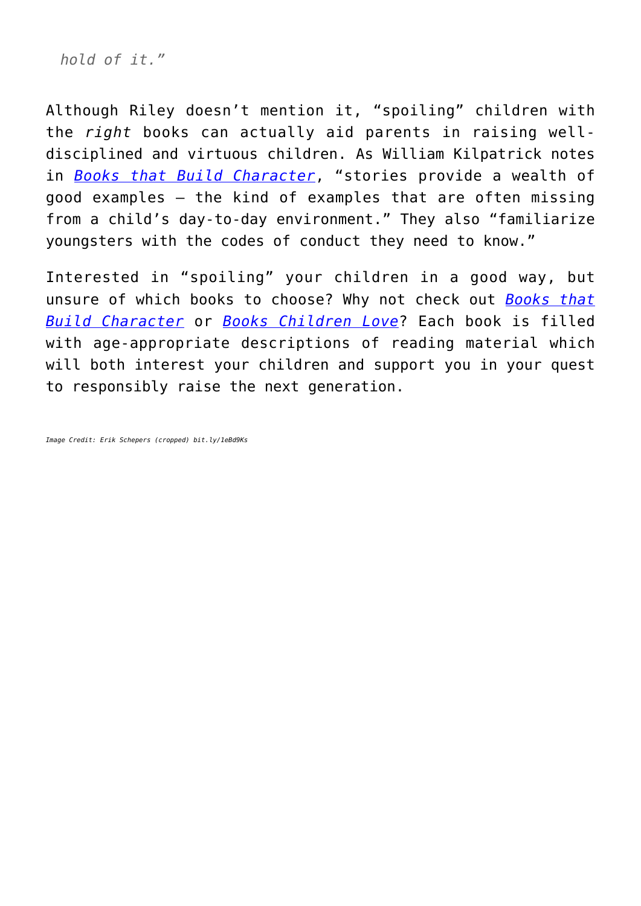*hold of it."*

Although Riley doesn't mention it, "spoiling" children with the *right* books can actually aid parents in raising well-disciplined and virtuous children. As William Kilpatrick notes in *Books that Build Character*, "stories provide a wealth of good examples – the kind of examples that are often missing from a child's day-to-day environment." They also "familiarize youngsters with the codes of conduct they need to know."

Interested in "spoiling" your children in a good way, but unsure of which books to choose? Why not check out *Books that Build Character* or *Books Children Love*? Each book is filled with age-appropriate descriptions of reading material which will both interest your children and support you in your quest to responsibly raise the next generation.

*Image Credit: Erik Schepers (cropped) bit.ly/1eBd9Ks*